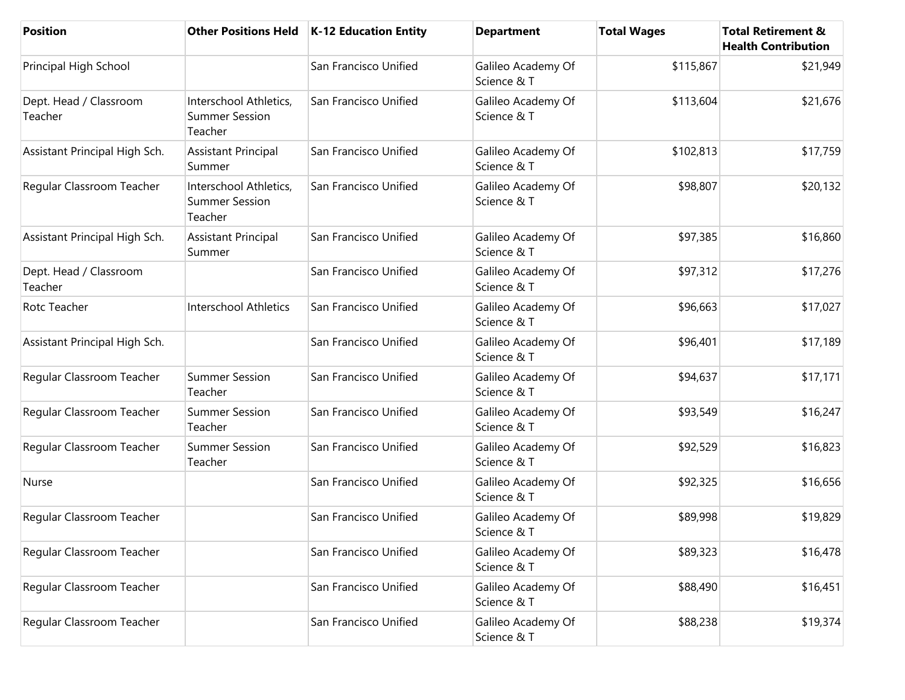| Position | Other Positions Held | K-12 Education Entity | Department | Total Wages | Total Retirement & Health Contribution |
|---|---|---|---|---|---|
| Principal High School | | San Francisco Unified | Galileo Academy Of Science & T | $115,867 | $21,949 |
| Dept. Head / Classroom Teacher | Interschool Athletics, Summer Session Teacher | San Francisco Unified | Galileo Academy Of Science & T | $113,604 | $21,676 |
| Assistant Principal High Sch. | Assistant Principal Summer | San Francisco Unified | Galileo Academy Of Science & T | $102,813 | $17,759 |
| Regular Classroom Teacher | Interschool Athletics, Summer Session Teacher | San Francisco Unified | Galileo Academy Of Science & T | $98,807 | $20,132 |
| Assistant Principal High Sch. | Assistant Principal Summer | San Francisco Unified | Galileo Academy Of Science & T | $97,385 | $16,860 |
| Dept. Head / Classroom Teacher | | San Francisco Unified | Galileo Academy Of Science & T | $97,312 | $17,276 |
| Rotc Teacher | Interschool Athletics | San Francisco Unified | Galileo Academy Of Science & T | $96,663 | $17,027 |
| Assistant Principal High Sch. | | San Francisco Unified | Galileo Academy Of Science & T | $96,401 | $17,189 |
| Regular Classroom Teacher | Summer Session Teacher | San Francisco Unified | Galileo Academy Of Science & T | $94,637 | $17,171 |
| Regular Classroom Teacher | Summer Session Teacher | San Francisco Unified | Galileo Academy Of Science & T | $93,549 | $16,247 |
| Regular Classroom Teacher | Summer Session Teacher | San Francisco Unified | Galileo Academy Of Science & T | $92,529 | $16,823 |
| Nurse | | San Francisco Unified | Galileo Academy Of Science & T | $92,325 | $16,656 |
| Regular Classroom Teacher | | San Francisco Unified | Galileo Academy Of Science & T | $89,998 | $19,829 |
| Regular Classroom Teacher | | San Francisco Unified | Galileo Academy Of Science & T | $89,323 | $16,478 |
| Regular Classroom Teacher | | San Francisco Unified | Galileo Academy Of Science & T | $88,490 | $16,451 |
| Regular Classroom Teacher | | San Francisco Unified | Galileo Academy Of Science & T | $88,238 | $19,374 |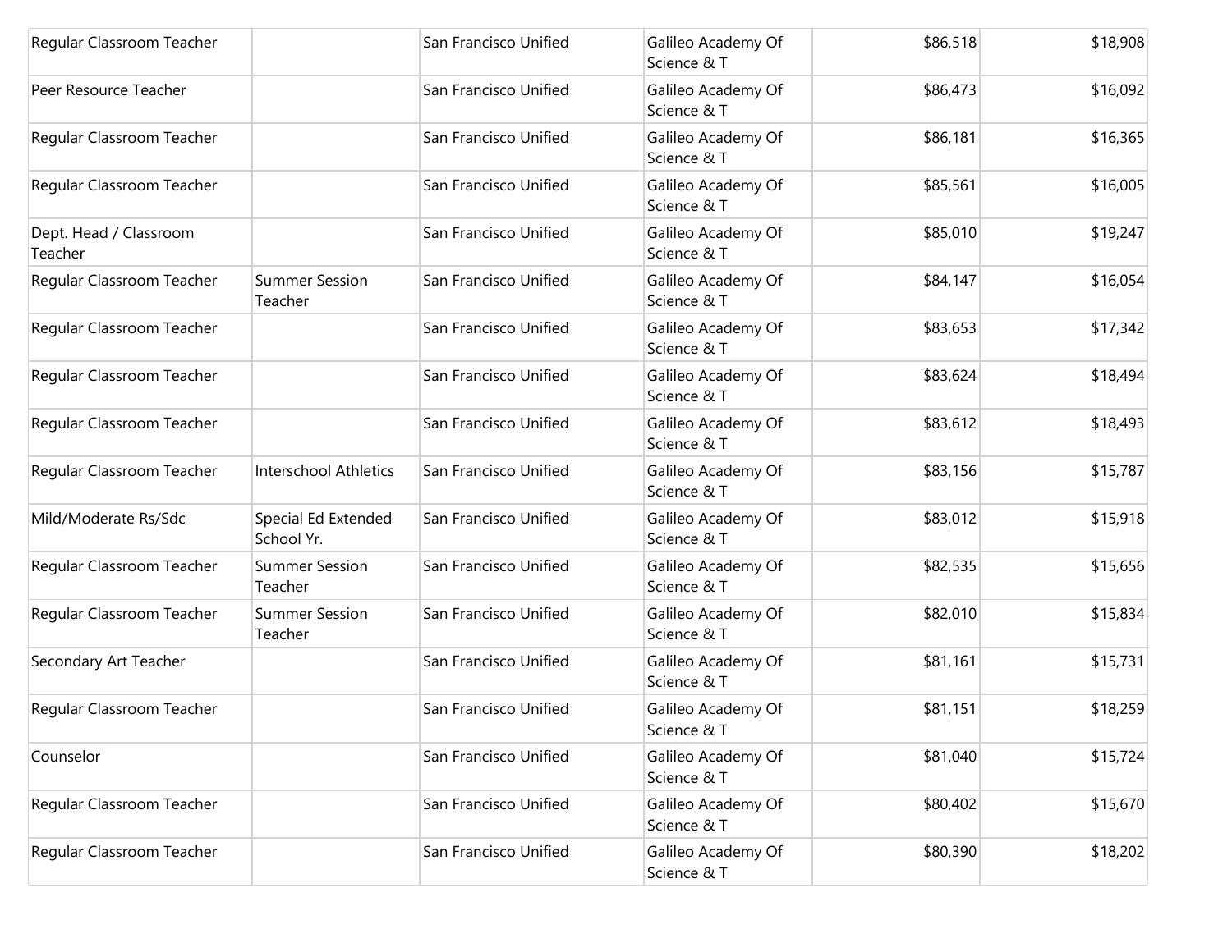| | | | | | |
|---|---|---|---|---|---|
| Regular Classroom Teacher | | San Francisco Unified | Galileo Academy Of Science & T | $86,518 | $18,908 |
| Peer Resource Teacher | | San Francisco Unified | Galileo Academy Of Science & T | $86,473 | $16,092 |
| Regular Classroom Teacher | | San Francisco Unified | Galileo Academy Of Science & T | $86,181 | $16,365 |
| Regular Classroom Teacher | | San Francisco Unified | Galileo Academy Of Science & T | $85,561 | $16,005 |
| Dept. Head / Classroom Teacher | | San Francisco Unified | Galileo Academy Of Science & T | $85,010 | $19,247 |
| Regular Classroom Teacher | Summer Session Teacher | San Francisco Unified | Galileo Academy Of Science & T | $84,147 | $16,054 |
| Regular Classroom Teacher | | San Francisco Unified | Galileo Academy Of Science & T | $83,653 | $17,342 |
| Regular Classroom Teacher | | San Francisco Unified | Galileo Academy Of Science & T | $83,624 | $18,494 |
| Regular Classroom Teacher | | San Francisco Unified | Galileo Academy Of Science & T | $83,612 | $18,493 |
| Regular Classroom Teacher | Interschool Athletics | San Francisco Unified | Galileo Academy Of Science & T | $83,156 | $15,787 |
| Mild/Moderate Rs/Sdc | Special Ed Extended School Yr. | San Francisco Unified | Galileo Academy Of Science & T | $83,012 | $15,918 |
| Regular Classroom Teacher | Summer Session Teacher | San Francisco Unified | Galileo Academy Of Science & T | $82,535 | $15,656 |
| Regular Classroom Teacher | Summer Session Teacher | San Francisco Unified | Galileo Academy Of Science & T | $82,010 | $15,834 |
| Secondary Art Teacher | | San Francisco Unified | Galileo Academy Of Science & T | $81,161 | $15,731 |
| Regular Classroom Teacher | | San Francisco Unified | Galileo Academy Of Science & T | $81,151 | $18,259 |
| Counselor | | San Francisco Unified | Galileo Academy Of Science & T | $81,040 | $15,724 |
| Regular Classroom Teacher | | San Francisco Unified | Galileo Academy Of Science & T | $80,402 | $15,670 |
| Regular Classroom Teacher | | San Francisco Unified | Galileo Academy Of Science & T | $80,390 | $18,202 |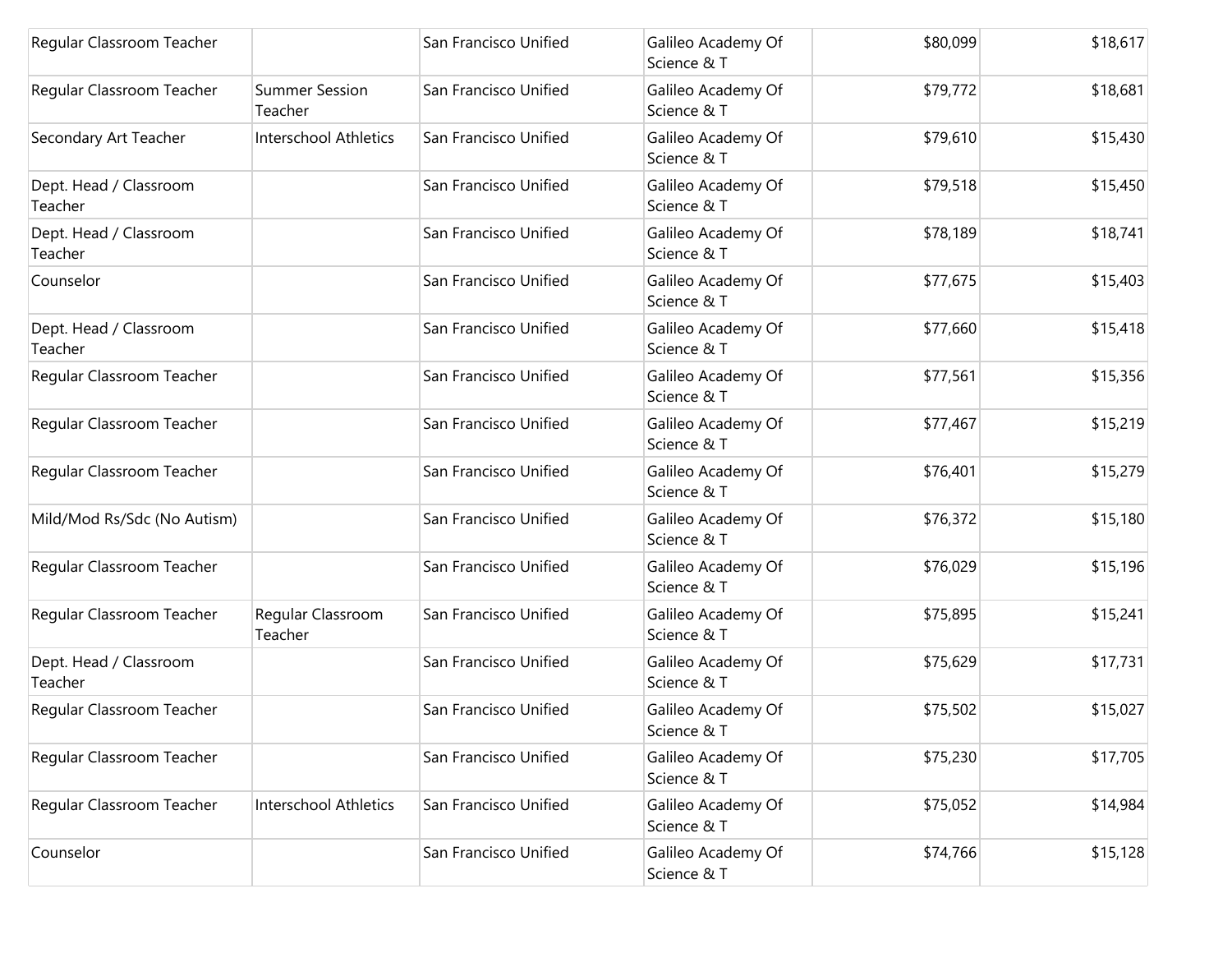| | | | | | |
|---|---|---|---|---|---|
| Regular Classroom Teacher | | San Francisco Unified | Galileo Academy Of Science & T | $80,099 | $18,617 |
| Regular Classroom Teacher | Summer Session Teacher | San Francisco Unified | Galileo Academy Of Science & T | $79,772 | $18,681 |
| Secondary Art Teacher | Interschool Athletics | San Francisco Unified | Galileo Academy Of Science & T | $79,610 | $15,430 |
| Dept. Head / Classroom Teacher | | San Francisco Unified | Galileo Academy Of Science & T | $79,518 | $15,450 |
| Dept. Head / Classroom Teacher | | San Francisco Unified | Galileo Academy Of Science & T | $78,189 | $18,741 |
| Counselor | | San Francisco Unified | Galileo Academy Of Science & T | $77,675 | $15,403 |
| Dept. Head / Classroom Teacher | | San Francisco Unified | Galileo Academy Of Science & T | $77,660 | $15,418 |
| Regular Classroom Teacher | | San Francisco Unified | Galileo Academy Of Science & T | $77,561 | $15,356 |
| Regular Classroom Teacher | | San Francisco Unified | Galileo Academy Of Science & T | $77,467 | $15,219 |
| Regular Classroom Teacher | | San Francisco Unified | Galileo Academy Of Science & T | $76,401 | $15,279 |
| Mild/Mod Rs/Sdc (No Autism) | | San Francisco Unified | Galileo Academy Of Science & T | $76,372 | $15,180 |
| Regular Classroom Teacher | | San Francisco Unified | Galileo Academy Of Science & T | $76,029 | $15,196 |
| Regular Classroom Teacher | Regular Classroom Teacher | San Francisco Unified | Galileo Academy Of Science & T | $75,895 | $15,241 |
| Dept. Head / Classroom Teacher | | San Francisco Unified | Galileo Academy Of Science & T | $75,629 | $17,731 |
| Regular Classroom Teacher | | San Francisco Unified | Galileo Academy Of Science & T | $75,502 | $15,027 |
| Regular Classroom Teacher | | San Francisco Unified | Galileo Academy Of Science & T | $75,230 | $17,705 |
| Regular Classroom Teacher | Interschool Athletics | San Francisco Unified | Galileo Academy Of Science & T | $75,052 | $14,984 |
| Counselor | | San Francisco Unified | Galileo Academy Of Science & T | $74,766 | $15,128 |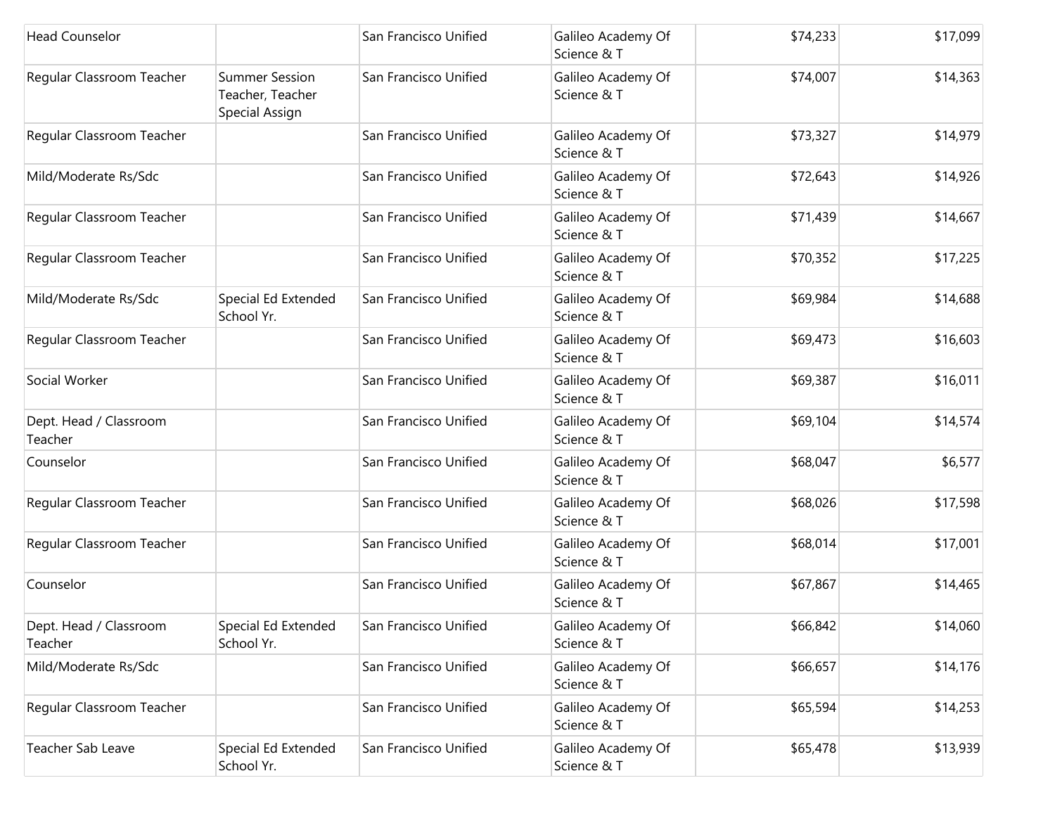| | | | | | |
|---|---|---|---|---|---|
| Head Counselor | | San Francisco Unified | Galileo Academy Of Science & T | $74,233 | $17,099 |
| Regular Classroom Teacher | Summer Session Teacher, Teacher Special Assign | San Francisco Unified | Galileo Academy Of Science & T | $74,007 | $14,363 |
| Regular Classroom Teacher | | San Francisco Unified | Galileo Academy Of Science & T | $73,327 | $14,979 |
| Mild/Moderate Rs/Sdc | | San Francisco Unified | Galileo Academy Of Science & T | $72,643 | $14,926 |
| Regular Classroom Teacher | | San Francisco Unified | Galileo Academy Of Science & T | $71,439 | $14,667 |
| Regular Classroom Teacher | | San Francisco Unified | Galileo Academy Of Science & T | $70,352 | $17,225 |
| Mild/Moderate Rs/Sdc | Special Ed Extended School Yr. | San Francisco Unified | Galileo Academy Of Science & T | $69,984 | $14,688 |
| Regular Classroom Teacher | | San Francisco Unified | Galileo Academy Of Science & T | $69,473 | $16,603 |
| Social Worker | | San Francisco Unified | Galileo Academy Of Science & T | $69,387 | $16,011 |
| Dept. Head / Classroom Teacher | | San Francisco Unified | Galileo Academy Of Science & T | $69,104 | $14,574 |
| Counselor | | San Francisco Unified | Galileo Academy Of Science & T | $68,047 | $6,577 |
| Regular Classroom Teacher | | San Francisco Unified | Galileo Academy Of Science & T | $68,026 | $17,598 |
| Regular Classroom Teacher | | San Francisco Unified | Galileo Academy Of Science & T | $68,014 | $17,001 |
| Counselor | | San Francisco Unified | Galileo Academy Of Science & T | $67,867 | $14,465 |
| Dept. Head / Classroom Teacher | Special Ed Extended School Yr. | San Francisco Unified | Galileo Academy Of Science & T | $66,842 | $14,060 |
| Mild/Moderate Rs/Sdc | | San Francisco Unified | Galileo Academy Of Science & T | $66,657 | $14,176 |
| Regular Classroom Teacher | | San Francisco Unified | Galileo Academy Of Science & T | $65,594 | $14,253 |
| Teacher Sab Leave | Special Ed Extended School Yr. | San Francisco Unified | Galileo Academy Of Science & T | $65,478 | $13,939 |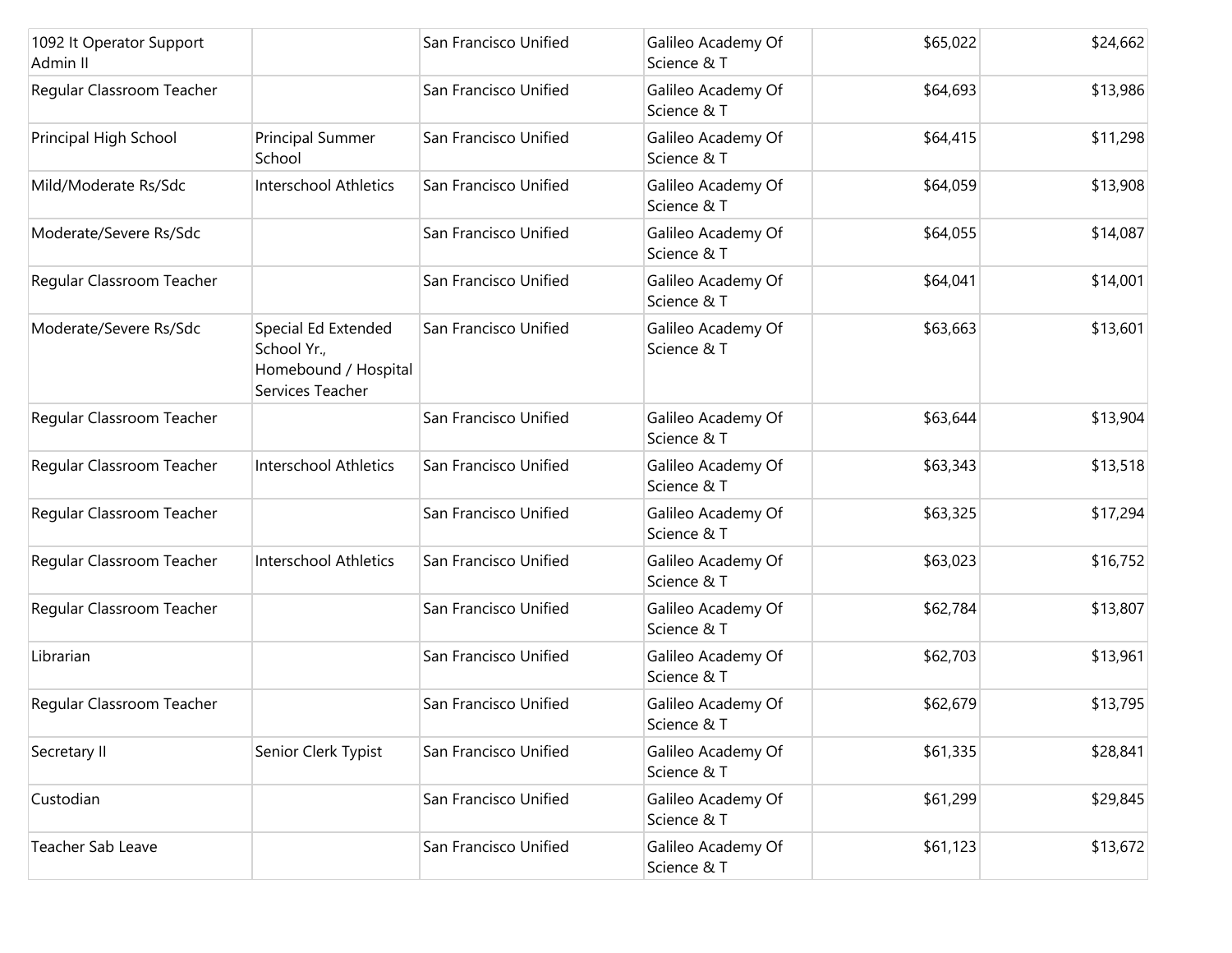| | | | | | |
|---|---|---|---|---|---|
| 1092 It Operator Support Admin II | | San Francisco Unified | Galileo Academy Of Science & T | $65,022 | $24,662 |
| Regular Classroom Teacher | | San Francisco Unified | Galileo Academy Of Science & T | $64,693 | $13,986 |
| Principal High School | Principal Summer School | San Francisco Unified | Galileo Academy Of Science & T | $64,415 | $11,298 |
| Mild/Moderate Rs/Sdc | Interschool Athletics | San Francisco Unified | Galileo Academy Of Science & T | $64,059 | $13,908 |
| Moderate/Severe Rs/Sdc | | San Francisco Unified | Galileo Academy Of Science & T | $64,055 | $14,087 |
| Regular Classroom Teacher | | San Francisco Unified | Galileo Academy Of Science & T | $64,041 | $14,001 |
| Moderate/Severe Rs/Sdc | Special Ed Extended School Yr., Homebound / Hospital Services Teacher | San Francisco Unified | Galileo Academy Of Science & T | $63,663 | $13,601 |
| Regular Classroom Teacher | | San Francisco Unified | Galileo Academy Of Science & T | $63,644 | $13,904 |
| Regular Classroom Teacher | Interschool Athletics | San Francisco Unified | Galileo Academy Of Science & T | $63,343 | $13,518 |
| Regular Classroom Teacher | | San Francisco Unified | Galileo Academy Of Science & T | $63,325 | $17,294 |
| Regular Classroom Teacher | Interschool Athletics | San Francisco Unified | Galileo Academy Of Science & T | $63,023 | $16,752 |
| Regular Classroom Teacher | | San Francisco Unified | Galileo Academy Of Science & T | $62,784 | $13,807 |
| Librarian | | San Francisco Unified | Galileo Academy Of Science & T | $62,703 | $13,961 |
| Regular Classroom Teacher | | San Francisco Unified | Galileo Academy Of Science & T | $62,679 | $13,795 |
| Secretary II | Senior Clerk Typist | San Francisco Unified | Galileo Academy Of Science & T | $61,335 | $28,841 |
| Custodian | | San Francisco Unified | Galileo Academy Of Science & T | $61,299 | $29,845 |
| Teacher Sab Leave | | San Francisco Unified | Galileo Academy Of Science & T | $61,123 | $13,672 |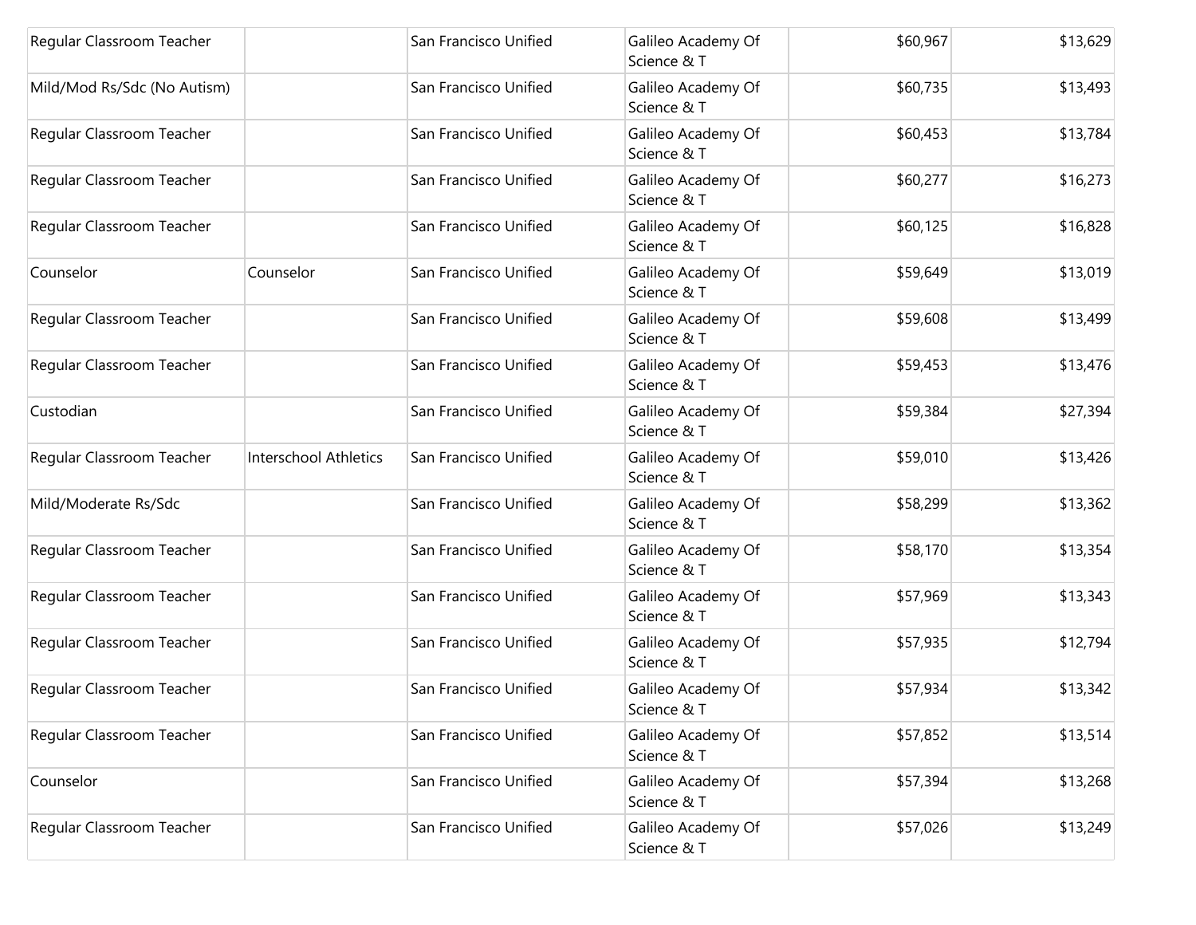| | | | | | |
|---|---|---|---|---|---|
| Regular Classroom Teacher | | San Francisco Unified | Galileo Academy Of Science & T | $60,967 | $13,629 |
| Mild/Mod Rs/Sdc (No Autism) | | San Francisco Unified | Galileo Academy Of Science & T | $60,735 | $13,493 |
| Regular Classroom Teacher | | San Francisco Unified | Galileo Academy Of Science & T | $60,453 | $13,784 |
| Regular Classroom Teacher | | San Francisco Unified | Galileo Academy Of Science & T | $60,277 | $16,273 |
| Regular Classroom Teacher | | San Francisco Unified | Galileo Academy Of Science & T | $60,125 | $16,828 |
| Counselor | Counselor | San Francisco Unified | Galileo Academy Of Science & T | $59,649 | $13,019 |
| Regular Classroom Teacher | | San Francisco Unified | Galileo Academy Of Science & T | $59,608 | $13,499 |
| Regular Classroom Teacher | | San Francisco Unified | Galileo Academy Of Science & T | $59,453 | $13,476 |
| Custodian | | San Francisco Unified | Galileo Academy Of Science & T | $59,384 | $27,394 |
| Regular Classroom Teacher | Interschool Athletics | San Francisco Unified | Galileo Academy Of Science & T | $59,010 | $13,426 |
| Mild/Moderate Rs/Sdc | | San Francisco Unified | Galileo Academy Of Science & T | $58,299 | $13,362 |
| Regular Classroom Teacher | | San Francisco Unified | Galileo Academy Of Science & T | $58,170 | $13,354 |
| Regular Classroom Teacher | | San Francisco Unified | Galileo Academy Of Science & T | $57,969 | $13,343 |
| Regular Classroom Teacher | | San Francisco Unified | Galileo Academy Of Science & T | $57,935 | $12,794 |
| Regular Classroom Teacher | | San Francisco Unified | Galileo Academy Of Science & T | $57,934 | $13,342 |
| Regular Classroom Teacher | | San Francisco Unified | Galileo Academy Of Science & T | $57,852 | $13,514 |
| Counselor | | San Francisco Unified | Galileo Academy Of Science & T | $57,394 | $13,268 |
| Regular Classroom Teacher | | San Francisco Unified | Galileo Academy Of Science & T | $57,026 | $13,249 |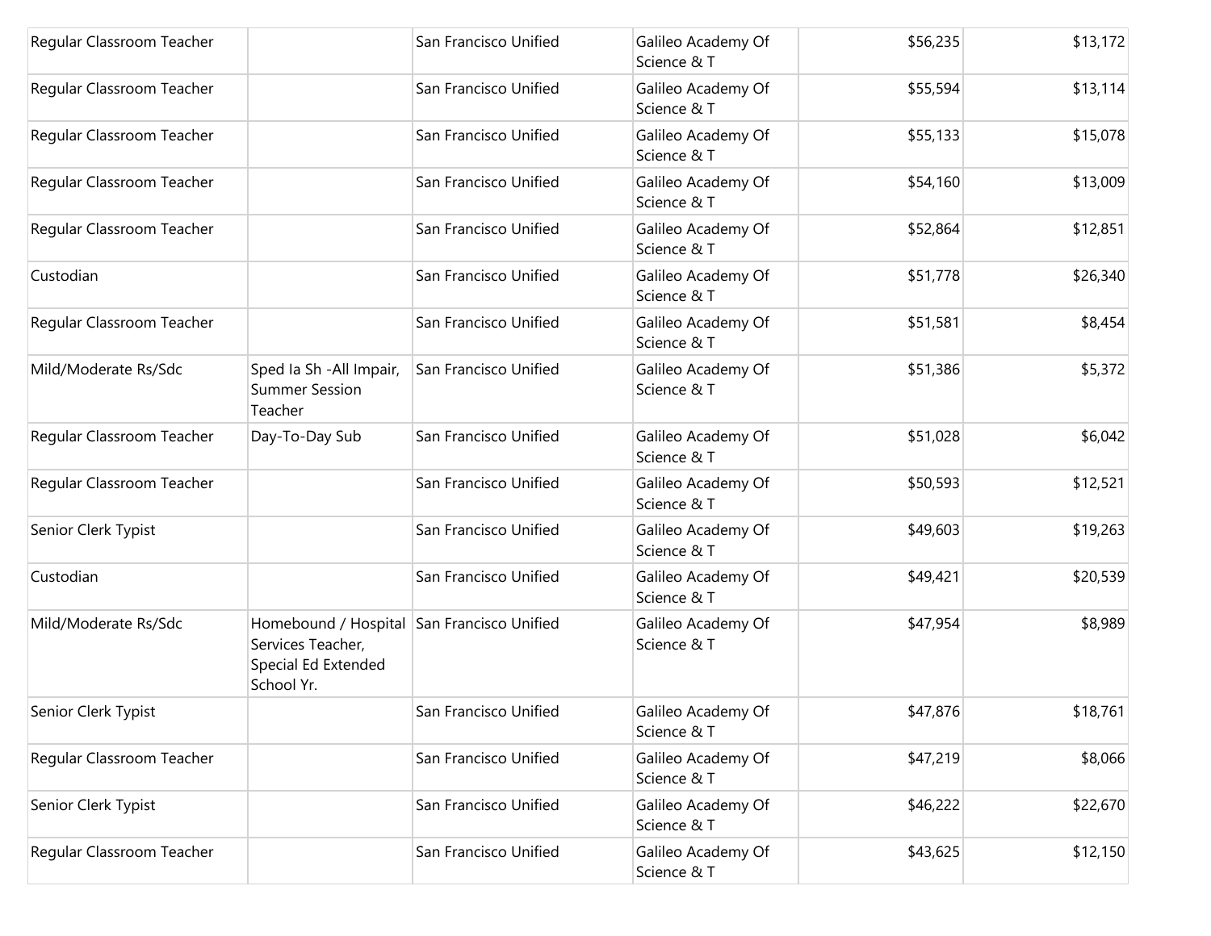| | | | | | |
|---|---|---|---|---|---|
| Regular Classroom Teacher | | San Francisco Unified | Galileo Academy Of Science & T | $56,235 | $13,172 |
| Regular Classroom Teacher | | San Francisco Unified | Galileo Academy Of Science & T | $55,594 | $13,114 |
| Regular Classroom Teacher | | San Francisco Unified | Galileo Academy Of Science & T | $55,133 | $15,078 |
| Regular Classroom Teacher | | San Francisco Unified | Galileo Academy Of Science & T | $54,160 | $13,009 |
| Regular Classroom Teacher | | San Francisco Unified | Galileo Academy Of Science & T | $52,864 | $12,851 |
| Custodian | | San Francisco Unified | Galileo Academy Of Science & T | $51,778 | $26,340 |
| Regular Classroom Teacher | | San Francisco Unified | Galileo Academy Of Science & T | $51,581 | $8,454 |
| Mild/Moderate Rs/Sdc | Sped Ia Sh -All Impair, Summer Session Teacher | San Francisco Unified | Galileo Academy Of Science & T | $51,386 | $5,372 |
| Regular Classroom Teacher | Day-To-Day Sub | San Francisco Unified | Galileo Academy Of Science & T | $51,028 | $6,042 |
| Regular Classroom Teacher | | San Francisco Unified | Galileo Academy Of Science & T | $50,593 | $12,521 |
| Senior Clerk Typist | | San Francisco Unified | Galileo Academy Of Science & T | $49,603 | $19,263 |
| Custodian | | San Francisco Unified | Galileo Academy Of Science & T | $49,421 | $20,539 |
| Mild/Moderate Rs/Sdc | Homebound / Hospital Services Teacher, Special Ed Extended School Yr. | San Francisco Unified | Galileo Academy Of Science & T | $47,954 | $8,989 |
| Senior Clerk Typist | | San Francisco Unified | Galileo Academy Of Science & T | $47,876 | $18,761 |
| Regular Classroom Teacher | | San Francisco Unified | Galileo Academy Of Science & T | $47,219 | $8,066 |
| Senior Clerk Typist | | San Francisco Unified | Galileo Academy Of Science & T | $46,222 | $22,670 |
| Regular Classroom Teacher | | San Francisco Unified | Galileo Academy Of Science & T | $43,625 | $12,150 |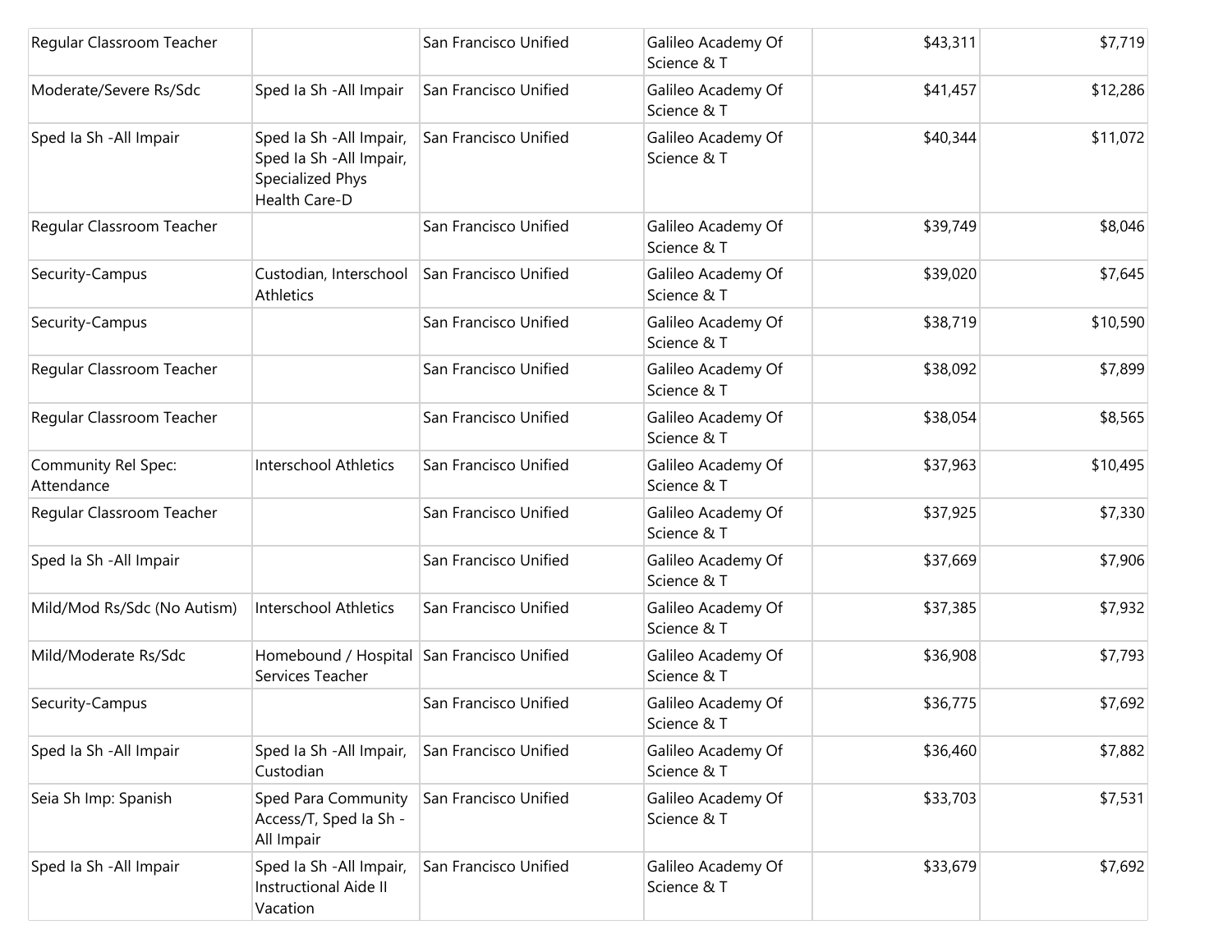| | | | | | |
|---|---|---|---|---|---|
| Regular Classroom Teacher | | San Francisco Unified | Galileo Academy Of Science & T | $43,311 | $7,719 |
| Moderate/Severe Rs/Sdc | Sped Ia Sh -All Impair | San Francisco Unified | Galileo Academy Of Science & T | $41,457 | $12,286 |
| Sped Ia Sh -All Impair | Sped Ia Sh -All Impair, Sped Ia Sh -All Impair, Specialized Phys Health Care-D | San Francisco Unified | Galileo Academy Of Science & T | $40,344 | $11,072 |
| Regular Classroom Teacher | | San Francisco Unified | Galileo Academy Of Science & T | $39,749 | $8,046 |
| Security-Campus | Custodian, Interschool Athletics | San Francisco Unified | Galileo Academy Of Science & T | $39,020 | $7,645 |
| Security-Campus | | San Francisco Unified | Galileo Academy Of Science & T | $38,719 | $10,590 |
| Regular Classroom Teacher | | San Francisco Unified | Galileo Academy Of Science & T | $38,092 | $7,899 |
| Regular Classroom Teacher | | San Francisco Unified | Galileo Academy Of Science & T | $38,054 | $8,565 |
| Community Rel Spec: Attendance | Interschool Athletics | San Francisco Unified | Galileo Academy Of Science & T | $37,963 | $10,495 |
| Regular Classroom Teacher | | San Francisco Unified | Galileo Academy Of Science & T | $37,925 | $7,330 |
| Sped Ia Sh -All Impair | | San Francisco Unified | Galileo Academy Of Science & T | $37,669 | $7,906 |
| Mild/Mod Rs/Sdc (No Autism) | Interschool Athletics | San Francisco Unified | Galileo Academy Of Science & T | $37,385 | $7,932 |
| Mild/Moderate Rs/Sdc | Homebound / Hospital Services Teacher | San Francisco Unified | Galileo Academy Of Science & T | $36,908 | $7,793 |
| Security-Campus | | San Francisco Unified | Galileo Academy Of Science & T | $36,775 | $7,692 |
| Sped Ia Sh -All Impair | Sped Ia Sh -All Impair, Custodian | San Francisco Unified | Galileo Academy Of Science & T | $36,460 | $7,882 |
| Seia Sh Imp: Spanish | Sped Para Community Access/T, Sped Ia Sh - All Impair | San Francisco Unified | Galileo Academy Of Science & T | $33,703 | $7,531 |
| Sped Ia Sh -All Impair | Sped Ia Sh -All Impair, Instructional Aide II Vacation | San Francisco Unified | Galileo Academy Of Science & T | $33,679 | $7,692 |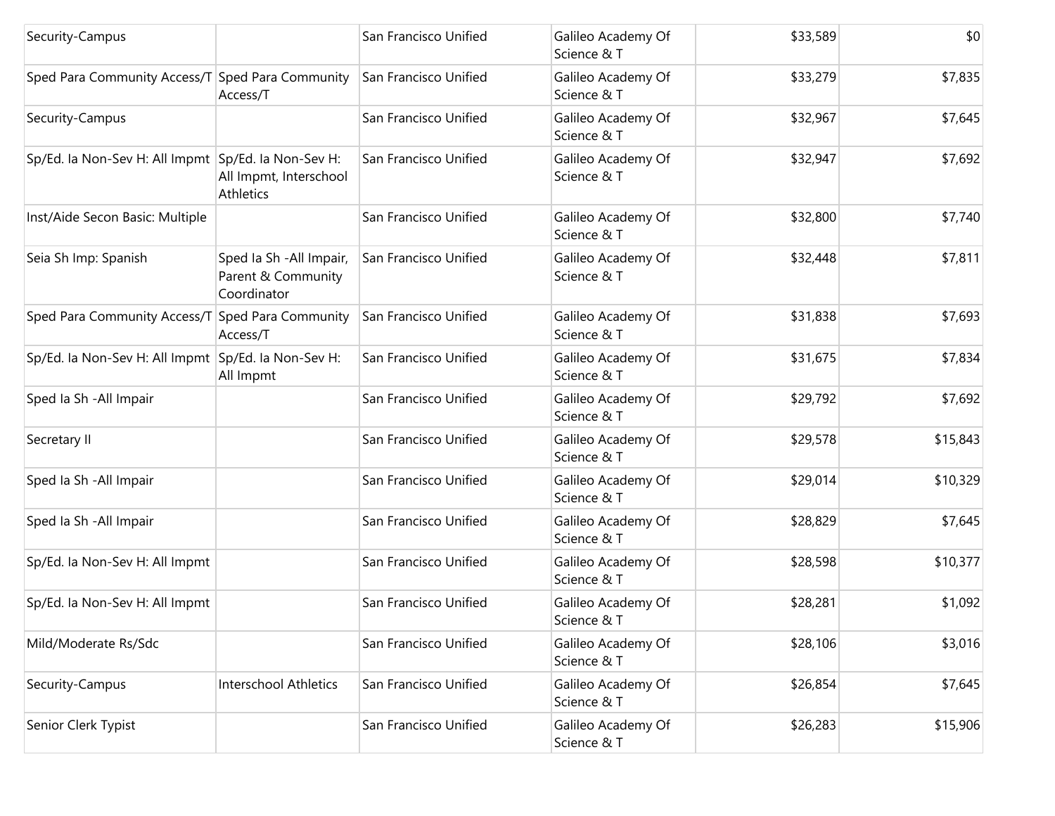| | | | | | |
|---|---|---|---|---|---|
| Security-Campus | | San Francisco Unified | Galileo Academy Of Science & T | $33,589 | $0 |
| Sped Para Community Access/T | Sped Para Community Access/T | San Francisco Unified | Galileo Academy Of Science & T | $33,279 | $7,835 |
| Security-Campus | | San Francisco Unified | Galileo Academy Of Science & T | $32,967 | $7,645 |
| Sp/Ed. Ia Non-Sev H: All Impmt | Sp/Ed. Ia Non-Sev H: All Impmt, Interschool Athletics | San Francisco Unified | Galileo Academy Of Science & T | $32,947 | $7,692 |
| Inst/Aide Secon Basic: Multiple | | San Francisco Unified | Galileo Academy Of Science & T | $32,800 | $7,740 |
| Seia Sh Imp: Spanish | Sped Ia Sh -All Impair, Parent & Community Coordinator | San Francisco Unified | Galileo Academy Of Science & T | $32,448 | $7,811 |
| Sped Para Community Access/T | Sped Para Community Access/T | San Francisco Unified | Galileo Academy Of Science & T | $31,838 | $7,693 |
| Sp/Ed. Ia Non-Sev H: All Impmt | Sp/Ed. Ia Non-Sev H: All Impmt | San Francisco Unified | Galileo Academy Of Science & T | $31,675 | $7,834 |
| Sped Ia Sh -All Impair | | San Francisco Unified | Galileo Academy Of Science & T | $29,792 | $7,692 |
| Secretary II | | San Francisco Unified | Galileo Academy Of Science & T | $29,578 | $15,843 |
| Sped Ia Sh -All Impair | | San Francisco Unified | Galileo Academy Of Science & T | $29,014 | $10,329 |
| Sped Ia Sh -All Impair | | San Francisco Unified | Galileo Academy Of Science & T | $28,829 | $7,645 |
| Sp/Ed. Ia Non-Sev H: All Impmt | | San Francisco Unified | Galileo Academy Of Science & T | $28,598 | $10,377 |
| Sp/Ed. Ia Non-Sev H: All Impmt | | San Francisco Unified | Galileo Academy Of Science & T | $28,281 | $1,092 |
| Mild/Moderate Rs/Sdc | | San Francisco Unified | Galileo Academy Of Science & T | $28,106 | $3,016 |
| Security-Campus | Interschool Athletics | San Francisco Unified | Galileo Academy Of Science & T | $26,854 | $7,645 |
| Senior Clerk Typist | | San Francisco Unified | Galileo Academy Of Science & T | $26,283 | $15,906 |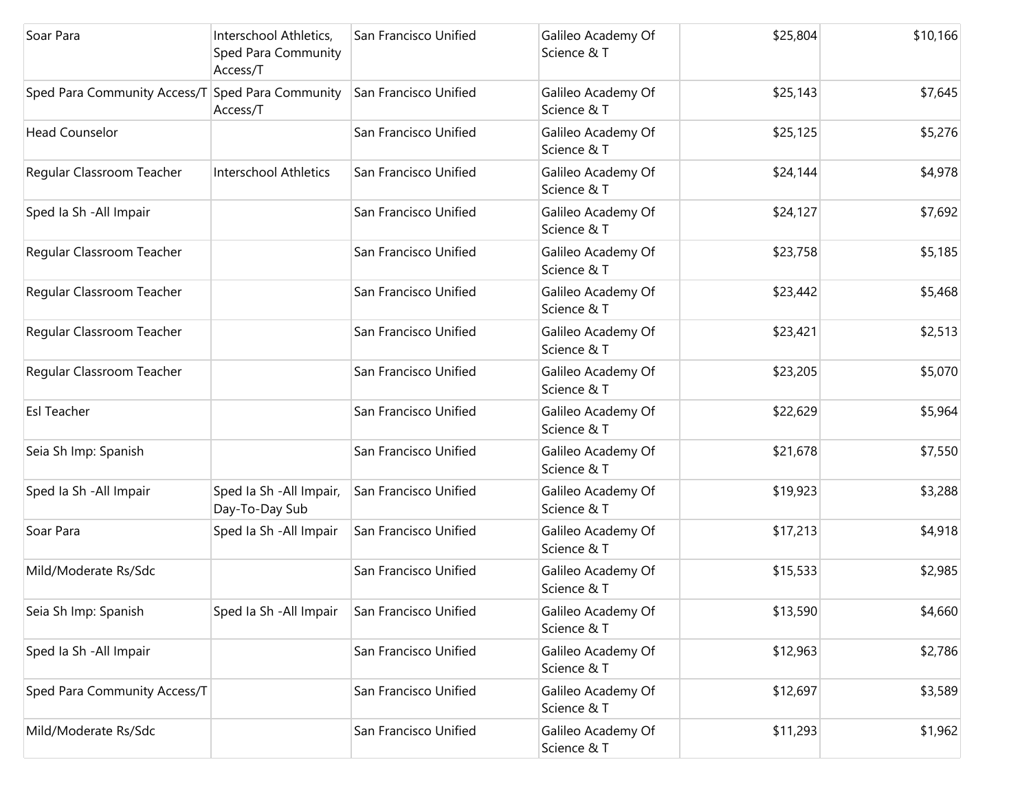| | | | | | |
|---|---|---|---|---|---|
| Soar Para | Interschool Athletics, Sped Para Community Access/T | San Francisco Unified | Galileo Academy Of Science & T | $25,804 | $10,166 |
| Sped Para Community Access/T | Sped Para Community Access/T | San Francisco Unified | Galileo Academy Of Science & T | $25,143 | $7,645 |
| Head Counselor | | San Francisco Unified | Galileo Academy Of Science & T | $25,125 | $5,276 |
| Regular Classroom Teacher | Interschool Athletics | San Francisco Unified | Galileo Academy Of Science & T | $24,144 | $4,978 |
| Sped Ia Sh -All Impair | | San Francisco Unified | Galileo Academy Of Science & T | $24,127 | $7,692 |
| Regular Classroom Teacher | | San Francisco Unified | Galileo Academy Of Science & T | $23,758 | $5,185 |
| Regular Classroom Teacher | | San Francisco Unified | Galileo Academy Of Science & T | $23,442 | $5,468 |
| Regular Classroom Teacher | | San Francisco Unified | Galileo Academy Of Science & T | $23,421 | $2,513 |
| Regular Classroom Teacher | | San Francisco Unified | Galileo Academy Of Science & T | $23,205 | $5,070 |
| Esl Teacher | | San Francisco Unified | Galileo Academy Of Science & T | $22,629 | $5,964 |
| Seia Sh Imp: Spanish | | San Francisco Unified | Galileo Academy Of Science & T | $21,678 | $7,550 |
| Sped Ia Sh -All Impair | Sped Ia Sh -All Impair, Day-To-Day Sub | San Francisco Unified | Galileo Academy Of Science & T | $19,923 | $3,288 |
| Soar Para | Sped Ia Sh -All Impair | San Francisco Unified | Galileo Academy Of Science & T | $17,213 | $4,918 |
| Mild/Moderate Rs/Sdc | | San Francisco Unified | Galileo Academy Of Science & T | $15,533 | $2,985 |
| Seia Sh Imp: Spanish | Sped Ia Sh -All Impair | San Francisco Unified | Galileo Academy Of Science & T | $13,590 | $4,660 |
| Sped Ia Sh -All Impair | | San Francisco Unified | Galileo Academy Of Science & T | $12,963 | $2,786 |
| Sped Para Community Access/T | | San Francisco Unified | Galileo Academy Of Science & T | $12,697 | $3,589 |
| Mild/Moderate Rs/Sdc | | San Francisco Unified | Galileo Academy Of Science & T | $11,293 | $1,962 |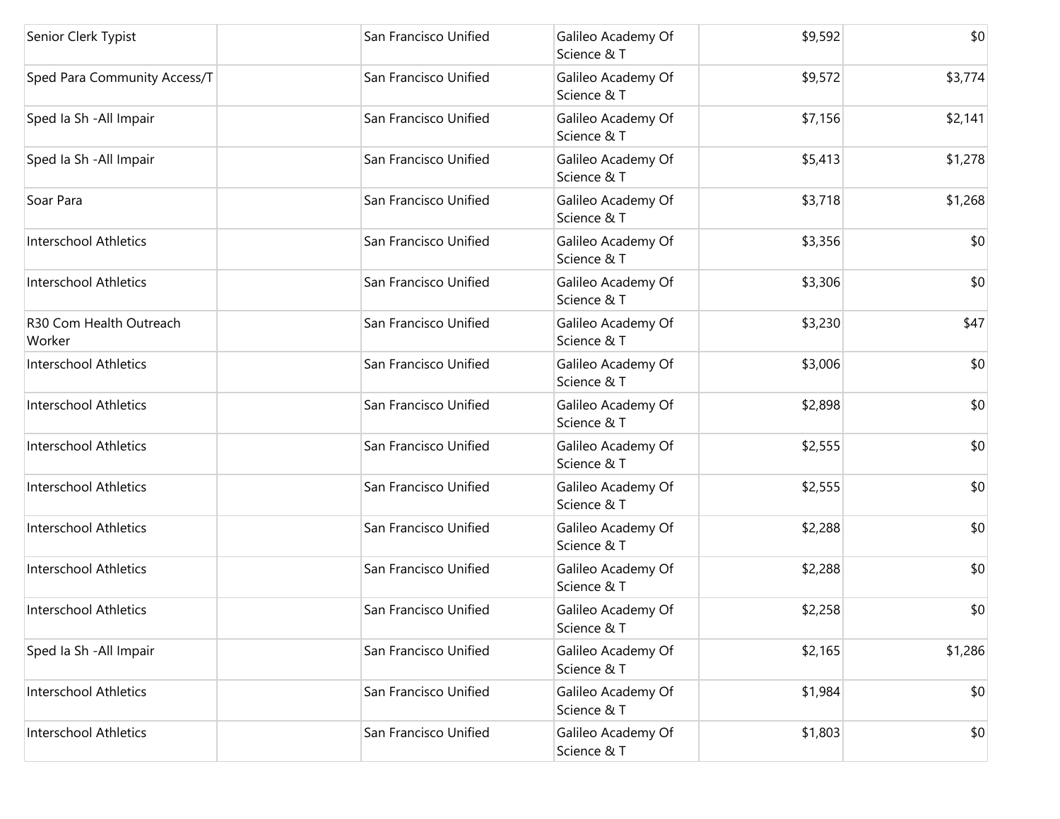| | | | | | |
|---|---|---|---|---|---|
| Senior Clerk Typist | | San Francisco Unified | Galileo Academy Of Science & T | $9,592 | $0 |
| Sped Para Community Access/T | | San Francisco Unified | Galileo Academy Of Science & T | $9,572 | $3,774 |
| Sped Ia Sh -All Impair | | San Francisco Unified | Galileo Academy Of Science & T | $7,156 | $2,141 |
| Sped Ia Sh -All Impair | | San Francisco Unified | Galileo Academy Of Science & T | $5,413 | $1,278 |
| Soar Para | | San Francisco Unified | Galileo Academy Of Science & T | $3,718 | $1,268 |
| Interschool Athletics | | San Francisco Unified | Galileo Academy Of Science & T | $3,356 | $0 |
| Interschool Athletics | | San Francisco Unified | Galileo Academy Of Science & T | $3,306 | $0 |
| R30 Com Health Outreach Worker | | San Francisco Unified | Galileo Academy Of Science & T | $3,230 | $47 |
| Interschool Athletics | | San Francisco Unified | Galileo Academy Of Science & T | $3,006 | $0 |
| Interschool Athletics | | San Francisco Unified | Galileo Academy Of Science & T | $2,898 | $0 |
| Interschool Athletics | | San Francisco Unified | Galileo Academy Of Science & T | $2,555 | $0 |
| Interschool Athletics | | San Francisco Unified | Galileo Academy Of Science & T | $2,555 | $0 |
| Interschool Athletics | | San Francisco Unified | Galileo Academy Of Science & T | $2,288 | $0 |
| Interschool Athletics | | San Francisco Unified | Galileo Academy Of Science & T | $2,288 | $0 |
| Interschool Athletics | | San Francisco Unified | Galileo Academy Of Science & T | $2,258 | $0 |
| Sped Ia Sh -All Impair | | San Francisco Unified | Galileo Academy Of Science & T | $2,165 | $1,286 |
| Interschool Athletics | | San Francisco Unified | Galileo Academy Of Science & T | $1,984 | $0 |
| Interschool Athletics | | San Francisco Unified | Galileo Academy Of Science & T | $1,803 | $0 |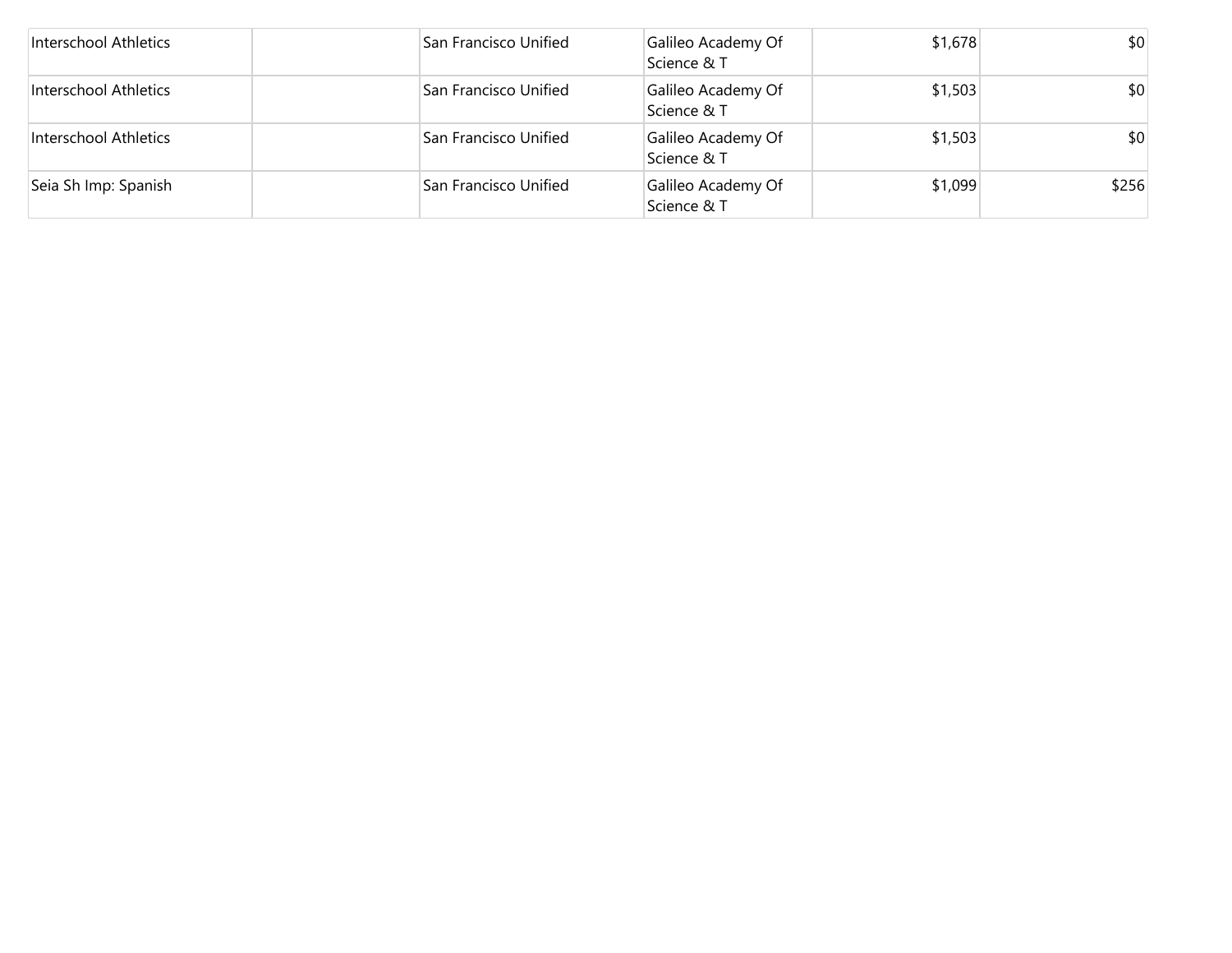| | | | | | |
|---|---|---|---|---|---|
| Interschool Athletics | | San Francisco Unified | Galileo Academy Of Science & T | $1,678 | $0 |
| Interschool Athletics | | San Francisco Unified | Galileo Academy Of Science & T | $1,503 | $0 |
| Interschool Athletics | | San Francisco Unified | Galileo Academy Of Science & T | $1,503 | $0 |
| Seia Sh Imp: Spanish | | San Francisco Unified | Galileo Academy Of Science & T | $1,099 | $256 |